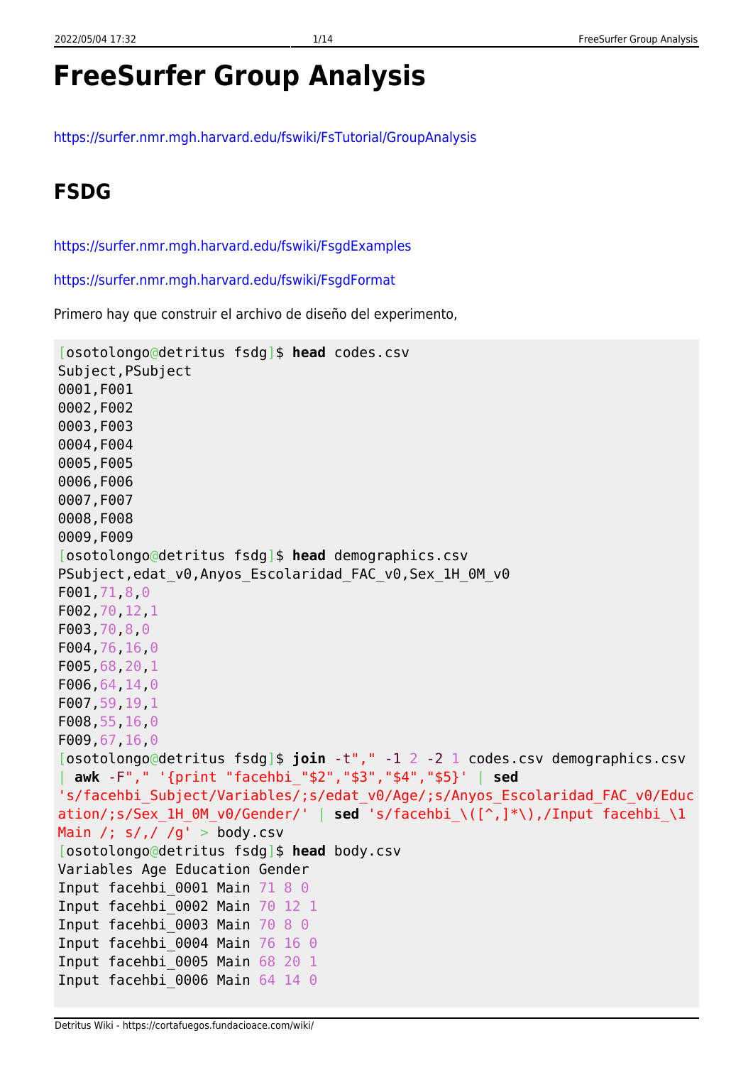# FreeSurfer Group Analysis

https://surfer.nmr.mgh.harvard.edu/fswiki/FsTutorial/GroupAnalysis

## FSDG

https://surfer.nmr.mgh.harvard.edu/fswiki/FsgdExamples

https://surfer.nmr.mgh.harvard.edu/fswiki/FsgdFormat

Primero hay que construir el archivo de diseño del experimento,

```
[osotolongo@detritus fsdg]$ head codes.csv
Subject,PSubject
0001,F001
0002,F002
0003,F003
0004,F004
0005,F005
0006,F006
0007,F007
0008,F008
0009,F009
[osotolongo@detritus fsdg]$ head demographics.csv
PSubject,edat_v0,Anyos_Escolaridad_FAC_v0,Sex_1H_0M_v0
F001,71,8,0
F002,70,12,1
F003,70,8,0
F004,76,16,0
F005,68,20,1
F006,64,14,0
F007,59,19,1
F008,55,16,0
F009,67,16,0
[osotolongo@detritus fsdg]$ join -t"," -1 2 -2 1 codes.csv demographics.csv
| awk -F"," '{print "facehbi_"$2","$3","$4","$5}' | sed
's/facehbi_Subject/Variables/;s/edat_v0/Age/;s/Anyos_Escolaridad_FAC_v0/Educ
ation/;s/Sex_1H_0M_v0/Gender/' | sed 's/facehbi_\([^,]*\),/Input facehbi_\1
Main /; s/,/ /g' > body.csv
[osotolongo@detritus fsdg]$ head body.csv
Variables Age Education Gender
Input facehbi_0001 Main 71 8 0
Input facehbi_0002 Main 70 12 1
Input facehbi_0003 Main 70 8 0
Input facehbi_0004 Main 76 16 0
Input facehbi_0005 Main 68 20 1
Input facehbi_0006 Main 64 14 0
```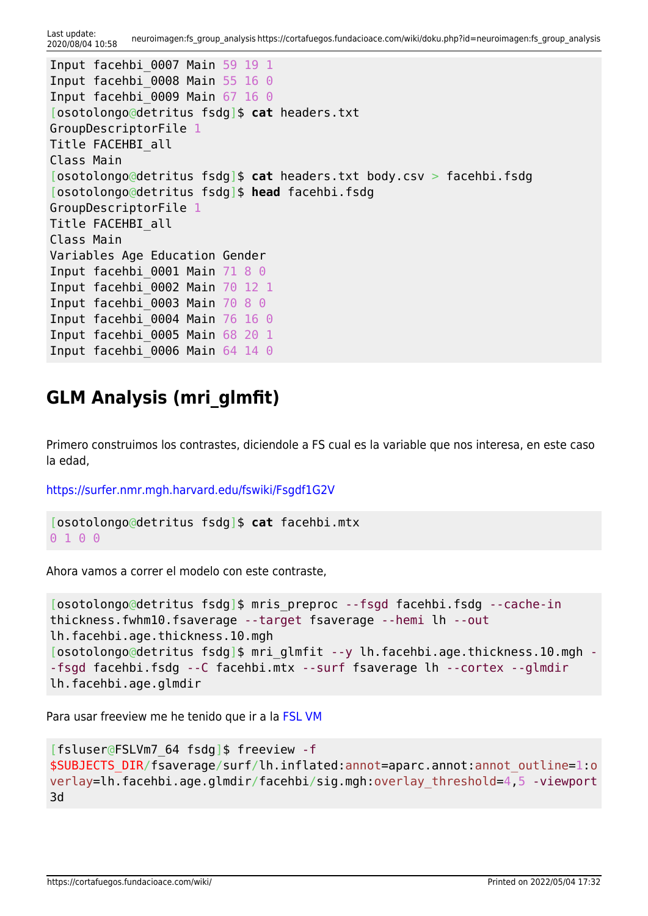```
Input facehbi_0007 Main 59 19 1
Input facehbi_0008 Main 55 16 0
Input facehbi_0009 Main 67 16 0
[osotolongo@detritus fsdg]$ cat headers.txt
GroupDescriptorFile 1
Title FACEHBI_all
Class Main
[osotolongo@detritus fsdg]$ cat headers.txt body.csv > facehbi.fsdg
[osotolongo@detritus fsdg]$ head facehbi.fsdg
GroupDescriptorFile 1
Title FACEHBI_all
Class Main
Variables Age Education Gender
Input facehbi_0001 Main 71 8 0
Input facehbi_0002 Main 70 12 1
Input facehbi_0003 Main 70 8 0
Input facehbi_0004 Main 76 16 0
Input facehbi_0005 Main 68 20 1
Input facehbi_0006 Main 64 14 0
```

## GLM Analysis (mri_glmfit)

Primero construimos los contrastes, diciendole a FS cual es la variable que nos interesa, en este caso la edad,

https://surfer.nmr.mgh.harvard.edu/fswiki/Fsgdf1G2V

```
[osotolongo@detritus fsdg]$ cat facehbi.mtx
0 1 0 0
```

Ahora vamos a correr el modelo con este contraste,

```
[osotolongo@detritus fsdg]$ mris_preproc --fsgd facehbi.fsdg --cache-in thickness.fwhm10.fsaverage --target fsaverage --hemi lh --out lh.facehbi.age.thickness.10.mgh
[osotolongo@detritus fsdg]$ mri_glmfit --y lh.facehbi.age.thickness.10.mgh --fsgd facehbi.fsdg --C facehbi.mtx --surf fsaverage lh --cortex --glmdir lh.facehbi.age.glmdir
```

Para usar freeview me he tenido que ir a la FSL VM

```
[fsluser@FSLVm7_64 fsdg]$ freeview -f $SUBJECTS_DIR/fsaverage/surf/lh.inflated:annot=aparc.annot:annot_outline=1:overlay=lh.facehbi.age.glmdir/facehbi/sig.mgh:overlay_threshold=4,5 -viewport 3d
```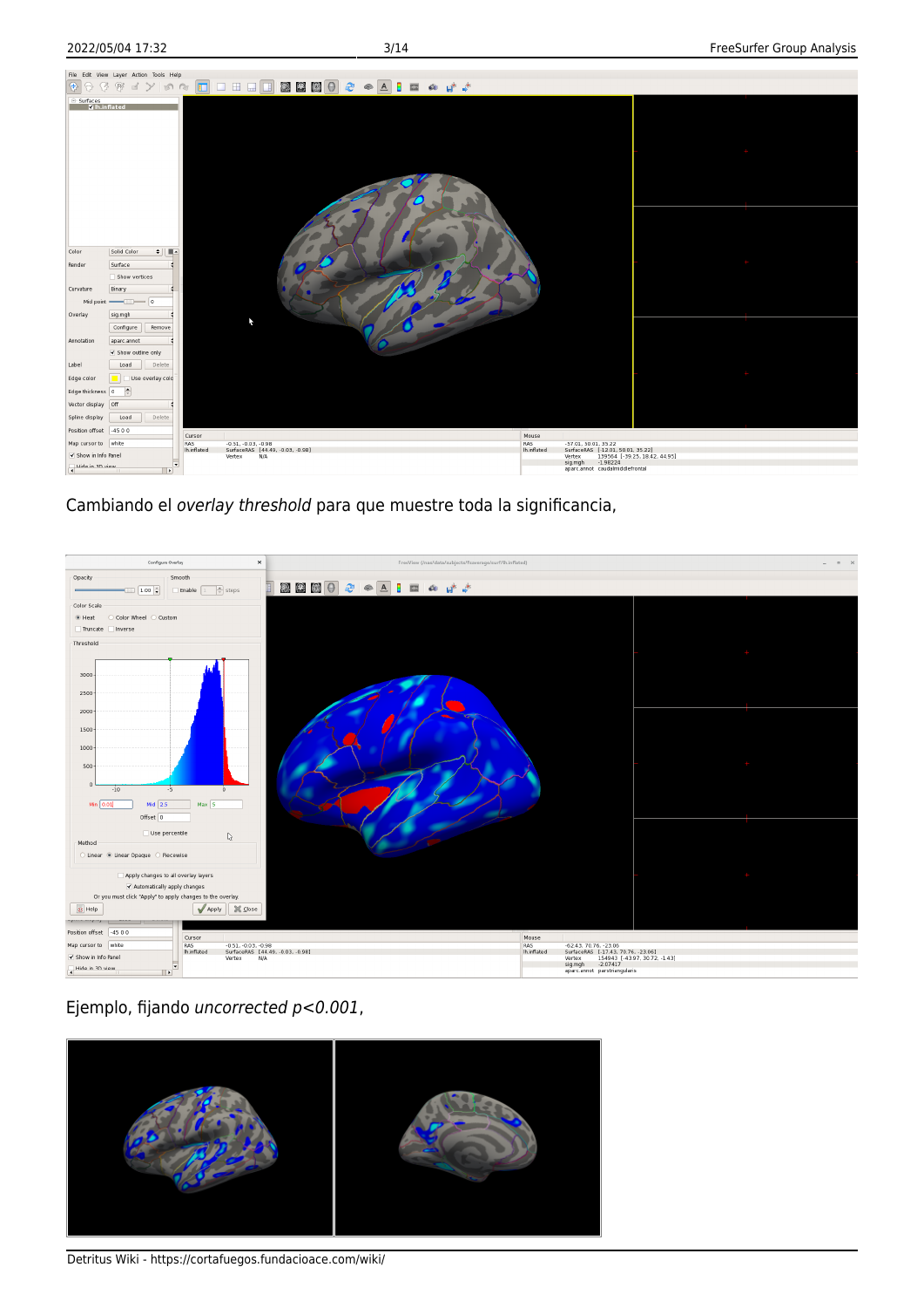Cambiando el *overlay threshold* para que muestre toda la significancia,

Ejemplo, fijando *uncorrected p<0.001*,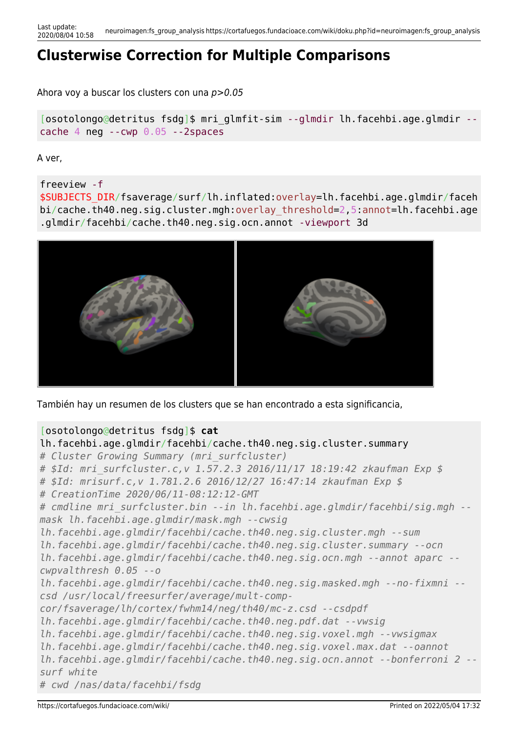# Clusterwise Correction for Multiple Comparisons

Ahora voy a buscar los clusters con una *p>0.05*

```
[osotolongo@detritus fsdg]$ mri_glmfit-sim --glmdir lh.facehbi.age.glmdir --cache 4 neg --cwp 0.05 --2spaces
```

A ver,

```
freeview -f $SUBJECTS_DIR/fsaverage/surf/lh.inflated:overlay=lh.facehbi.age.glmdir/facehbi/cache.th40.neg.sig.cluster.mgh:overlay_threshold=2,5:annot=lh.facehbi.age.glmdir/facehbi/cache.th40.neg.sig.ocn.annot -viewport 3d
```

También hay un resumen de los clusters que se han encontrado a esta significancia,

```
[osotolongo@detritus fsdg]$ cat lh.facehbi.age.glmdir/facehbi/cache.th40.neg.sig.cluster.summary
# Cluster Growing Summary (mri_surfcluster)
# $Id: mri_surfcluster.c,v 1.57.2.3 2016/11/17 18:19:42 zkaufman Exp $
# $Id: mrisurf.c,v 1.781.2.6 2016/12/27 16:47:14 zkaufman Exp $
# CreationTime 2020/06/11-08:12:12-GMT
# cmdline mri_surfcluster.bin --in lh.facehbi.age.glmdir/facehbi/sig.mgh --mask lh.facehbi.age.glmdir/mask.mgh --cwsig lh.facehbi.age.glmdir/facehbi/cache.th40.neg.sig.cluster.mgh --sum lh.facehbi.age.glmdir/facehbi/cache.th40.neg.sig.cluster.summary --ocn lh.facehbi.age.glmdir/facehbi/cache.th40.neg.sig.ocn.mgh --annot aparc --cwpvalthresh 0.05 --o lh.facehbi.age.glmdir/facehbi/cache.th40.neg.sig.masked.mgh --no-fixmni --csd /usr/local/freesurfer/average/mult-comp-cor/fsaverage/lh/cortex/fwhm14/neg/th40/mc-z.csd --csdpdf lh.facehbi.age.glmdir/facehbi/cache.th40.neg.pdf.dat --vwsig lh.facehbi.age.glmdir/facehbi/cache.th40.neg.sig.voxel.mgh --vwsigmax lh.facehbi.age.glmdir/facehbi/cache.th40.neg.sig.voxel.max.dat --oannot lh.facehbi.age.glmdir/facehbi/cache.th40.neg.sig.ocn.annot --bonferroni 2 --surf white
# cwd /nas/data/facehbi/fsdg
```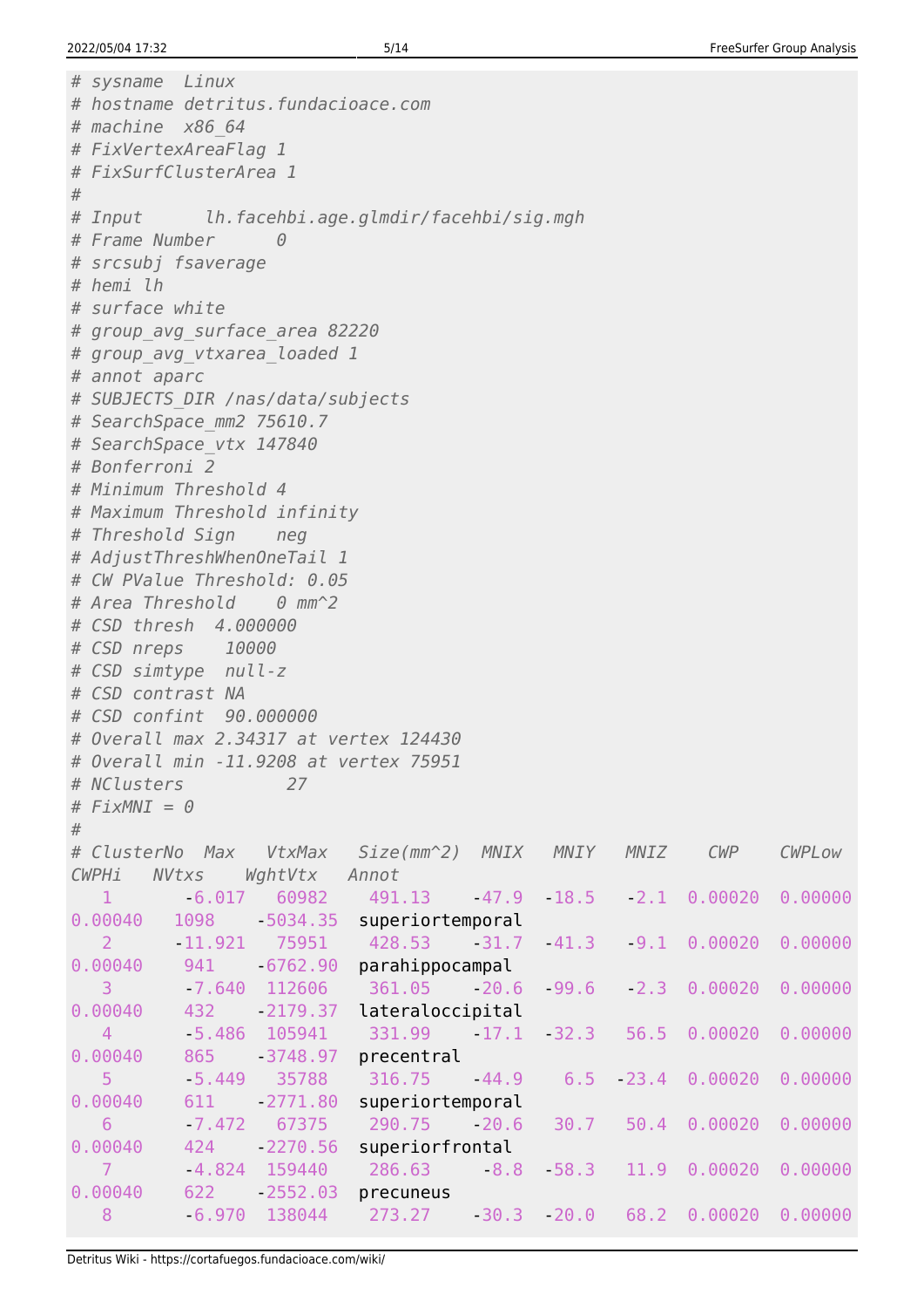```
# sysname  Linux
# hostname detritus.fundacioace.com
# machine  x86_64
# FixVertexAreaFlag 1
# FixSurfClusterArea 1
#
# Input      lh.facehbi.age.glmdir/facehbi/sig.mgh
# Frame Number      0
# srcsubj fsaverage
# hemi lh
# surface white
# group_avg_surface_area 82220
# group_avg_vtxarea_loaded 1
# annot aparc
# SUBJECTS_DIR /nas/data/subjects
# SearchSpace_mm2 75610.7
# SearchSpace_vtx 147840
# Bonferroni 2
# Minimum Threshold 4
# Maximum Threshold infinity
# Threshold Sign    neg
# AdjustThreshWhenOneTail 1
# CW PValue Threshold: 0.05
# Area Threshold    0 mm^2
# CSD thresh  4.000000
# CSD nreps    10000
# CSD simtype  null-z
# CSD contrast NA
# CSD confint  90.000000
# Overall max 2.34317 at vertex 124430
# Overall min -11.9208 at vertex 75951
# NClusters          27
# FixMNI = 0
#
# ClusterNo  Max   VtxMax   Size(mm^2)  MNIX   MNIY   MNIZ    CWP    CWPLow
CWPHi   NVtxs    WghtVtx   Annot
   1       -6.017   60982    491.13    -47.9  -18.5   -2.1  0.00020  0.00000
0.00040   1098    -5034.35  superiortemporal
   2      -11.921   75951    428.53    -31.7  -41.3   -9.1  0.00020  0.00000
0.00040    941    -6762.90  parahippocampal
   3       -7.640  112606    361.05    -20.6  -99.6   -2.3  0.00020  0.00000
0.00040    432    -2179.37  lateraloccipital
   4       -5.486  105941    331.99    -17.1  -32.3   56.5  0.00020  0.00000
0.00040    865    -3748.97  precentral
   5       -5.449   35788    316.75    -44.9    6.5  -23.4  0.00020  0.00000
0.00040    611    -2771.80  superiortemporal
   6       -7.472   67375    290.75    -20.6   30.7   50.4  0.00020  0.00000
0.00040    424    -2270.56  superiorfrontal
   7       -4.824  159440    286.63     -8.8  -58.3   11.9  0.00020  0.00000
0.00040    622    -2552.03  precuneus
   8       -6.970  138044    273.27    -30.3  -20.0   68.2  0.00020  0.00000
```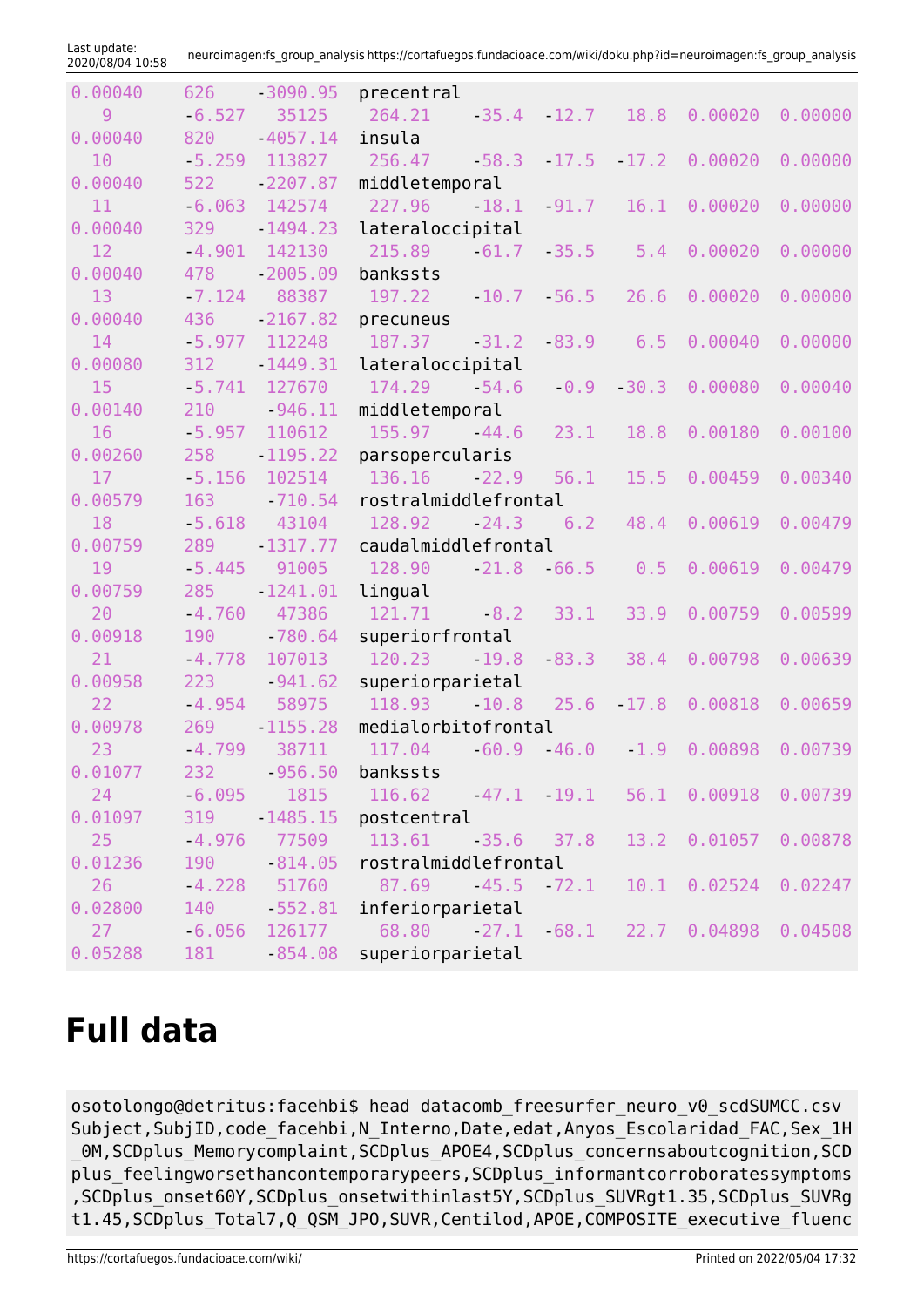```
0.00040   626    -3090.95  precentral
  9       -6.527  35125    264.21    -35.4  -12.7   18.8  0.00020  0.00000
0.00040   820    -4057.14  insula
 10       -5.259 113827    256.47    -58.3  -17.5  -17.2  0.00020  0.00000
0.00040   522    -2207.87  middletemporal
 11       -6.063 142574    227.96    -18.1  -91.7   16.1  0.00020  0.00000
0.00040   329    -1494.23  lateraloccipital
 12       -4.901 142130    215.89    -61.7  -35.5    5.4  0.00020  0.00000
0.00040   478    -2005.09  bankssts
 13       -7.124  88387    197.22    -10.7  -56.5   26.6  0.00020  0.00000
0.00040   436    -2167.82  precuneus
 14       -5.977 112248    187.37    -31.2  -83.9    6.5  0.00040  0.00000
0.00080   312    -1449.31  lateraloccipital
 15       -5.741 127670    174.29    -54.6   -0.9  -30.3  0.00080  0.00040
0.00140   210     -946.11  middletemporal
 16       -5.957 110612    155.97    -44.6   23.1   18.8  0.00180  0.00100
0.00260   258    -1195.22  parsopercularis
 17       -5.156 102514    136.16    -22.9   56.1   15.5  0.00459  0.00340
0.00579   163     -710.54  rostralmiddlefrontal
 18       -5.618  43104    128.92    -24.3    6.2   48.4  0.00619  0.00479
0.00759   289    -1317.77  caudalmiddlefrontal
 19       -5.445  91005    128.90    -21.8  -66.5    0.5  0.00619  0.00479
0.00759   285    -1241.01  lingual
 20       -4.760  47386    121.71     -8.2   33.1   33.9  0.00759  0.00599
0.00918   190     -780.64  superiorfrontal
 21       -4.778 107013    120.23    -19.8  -83.3   38.4  0.00798  0.00639
0.00958   223     -941.62  superiorparietal
 22       -4.954  58975    118.93    -10.8   25.6  -17.8  0.00818  0.00659
0.00978   269    -1155.28  medialorbitofrontal
 23       -4.799  38711    117.04    -60.9  -46.0   -1.9  0.00898  0.00739
0.01077   232     -956.50  bankssts
 24       -6.095   1815    116.62    -47.1  -19.1   56.1  0.00918  0.00739
0.01097   319    -1485.15  postcentral
 25       -4.976  77509    113.61    -35.6   37.8   13.2  0.01057  0.00878
0.01236   190     -814.05  rostralmiddlefrontal
 26       -4.228  51760     87.69    -45.5  -72.1   10.1  0.02524  0.02247
0.02800   140     -552.81  inferiorparietal
 27       -6.056 126177     68.80    -27.1  -68.1   22.7  0.04898  0.04508
0.05288   181     -854.08  superiorparietal
```

# Full data

```
osotolongo@detritus:facehbi$ head datacomb_freesurfer_neuro_v0_scdSUMCC.csv
Subject,SubjID,code_facehbi,N_Interno,Date,edat,Anyos_Escolaridad_FAC,Sex_1H_0M,SCDplus_Memorycomplaint,SCDplus_APOE4,SCDplus_concernsaboutcognition,SCDplus_feelingworsethancontemporarypeers,SCDplus_informantcorroboratessymptoms,SCDplus_onset60Y,SCDplus_onsetwithinlast5Y,SCDplus_SUVRgt1.35,SCDplus_SUVRgt1.45,SCDplus_Total7,Q_QSM_JPO,SUVR,Centilod,APOE,COMPOSITE_executive_fluenc
```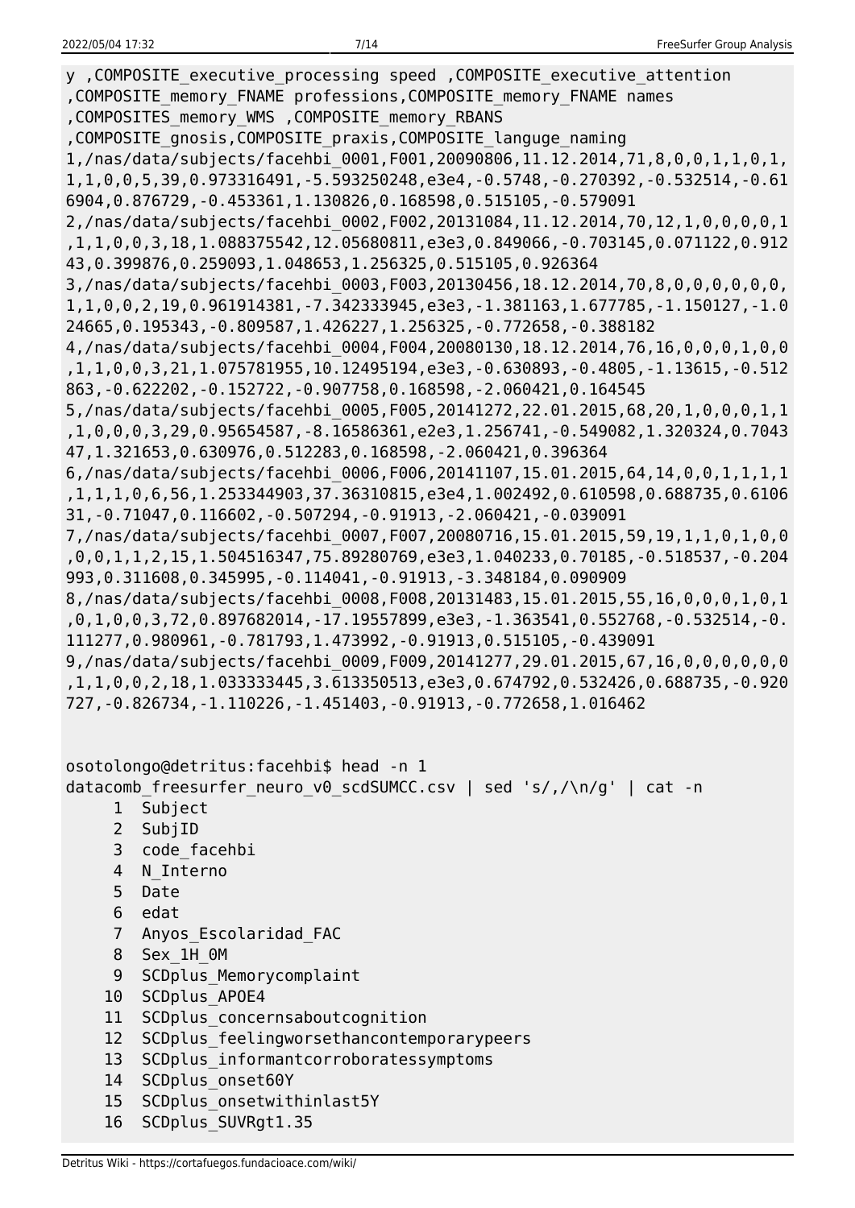```
y ,COMPOSITE_executive_processing speed ,COMPOSITE_executive_attention
,COMPOSITE_memory_FNAME professions,COMPOSITE_memory_FNAME names
,COMPOSITES_memory_WMS ,COMPOSITE_memory_RBANS
,COMPOSITE_gnosis,COMPOSITE_praxis,COMPOSITE_languge_naming
1,/nas/data/subjects/facehbi_0001,F001,20090806,11.12.2014,71,8,0,0,1,1,0,1,
1,1,0,0,5,39,0.973316491,-5.593250248,e3e4,-0.5748,-0.270392,-0.532514,-0.61
6904,0.876729,-0.453361,1.130826,0.168598,0.515105,-0.579091
2,/nas/data/subjects/facehbi_0002,F002,20131084,11.12.2014,70,12,1,0,0,0,0,1
,1,1,0,0,3,18,1.088375542,12.05680811,e3e3,0.849066,-0.703145,0.071122,0.912
43,0.399876,0.259093,1.048653,1.256325,0.515105,0.926364
3,/nas/data/subjects/facehbi_0003,F003,20130456,18.12.2014,70,8,0,0,0,0,0,0,
1,1,0,0,2,19,0.961914381,-7.342333945,e3e3,-1.381163,1.677785,-1.150127,-1.0
24665,0.195343,-0.809587,1.426227,1.256325,-0.772658,-0.388182
4,/nas/data/subjects/facehbi_0004,F004,20080130,18.12.2014,76,16,0,0,0,1,0,0
,1,1,0,0,3,21,1.075781955,10.12495194,e3e3,-0.630893,-0.4805,-1.13615,-0.512
863,-0.622202,-0.152722,-0.907758,0.168598,-2.060421,0.164545
5,/nas/data/subjects/facehbi_0005,F005,20141272,22.01.2015,68,20,1,0,0,0,1,1
,1,0,0,0,3,29,0.95654587,-8.16586361,e2e3,1.256741,-0.549082,1.320324,0.7043
47,1.321653,0.630976,0.512283,0.168598,-2.060421,0.396364
6,/nas/data/subjects/facehbi_0006,F006,20141107,15.01.2015,64,14,0,0,1,1,1,1
,1,1,1,0,6,56,1.253344903,37.36310815,e3e4,1.002492,0.610598,0.688735,0.6106
31,-0.71047,0.116602,-0.507294,-0.91913,-2.060421,-0.039091
7,/nas/data/subjects/facehbi_0007,F007,20080716,15.01.2015,59,19,1,1,0,1,0,0
,0,0,1,1,2,15,1.504516347,75.89280769,e3e3,1.040233,0.70185,-0.518537,-0.204
993,0.311608,0.345995,-0.114041,-0.91913,-3.348184,0.090909
8,/nas/data/subjects/facehbi_0008,F008,20131483,15.01.2015,55,16,0,0,0,1,0,1
,0,1,0,0,3,72,0.897682014,-17.19557899,e3e3,-1.363541,0.552768,-0.532514,-0.
111277,0.980961,-0.781793,1.473992,-0.91913,0.515105,-0.439091
9,/nas/data/subjects/facehbi_0009,F009,20141277,29.01.2015,67,16,0,0,0,0,0,0
,1,1,0,0,2,18,1.033333445,3.613350513,e3e3,0.674792,0.532426,0.688735,-0.920
727,-0.826734,-1.110226,-1.451403,-0.91913,-0.772658,1.016462


osotolongo@detritus:facehbi$ head -n 1
datacomb_freesurfer_neuro_v0_scdSUMCC.csv | sed 's/,/\n/g' | cat -n
     1  Subject
     2  SubjID
     3  code_facehbi
     4  N_Interno
     5  Date
     6  edat
     7  Anyos_Escolaridad_FAC
     8  Sex_1H_0M
     9  SCDplus_Memorycomplaint
    10  SCDplus_APOE4
    11  SCDplus_concernsaboutcognition
    12  SCDplus_feelingworsethancontemporarypeers
    13  SCDplus_informantcorroboratessymptoms
    14  SCDplus_onset60Y
    15  SCDplus_onsetwithinlast5Y
    16  SCDplus_SUVRgt1.35
```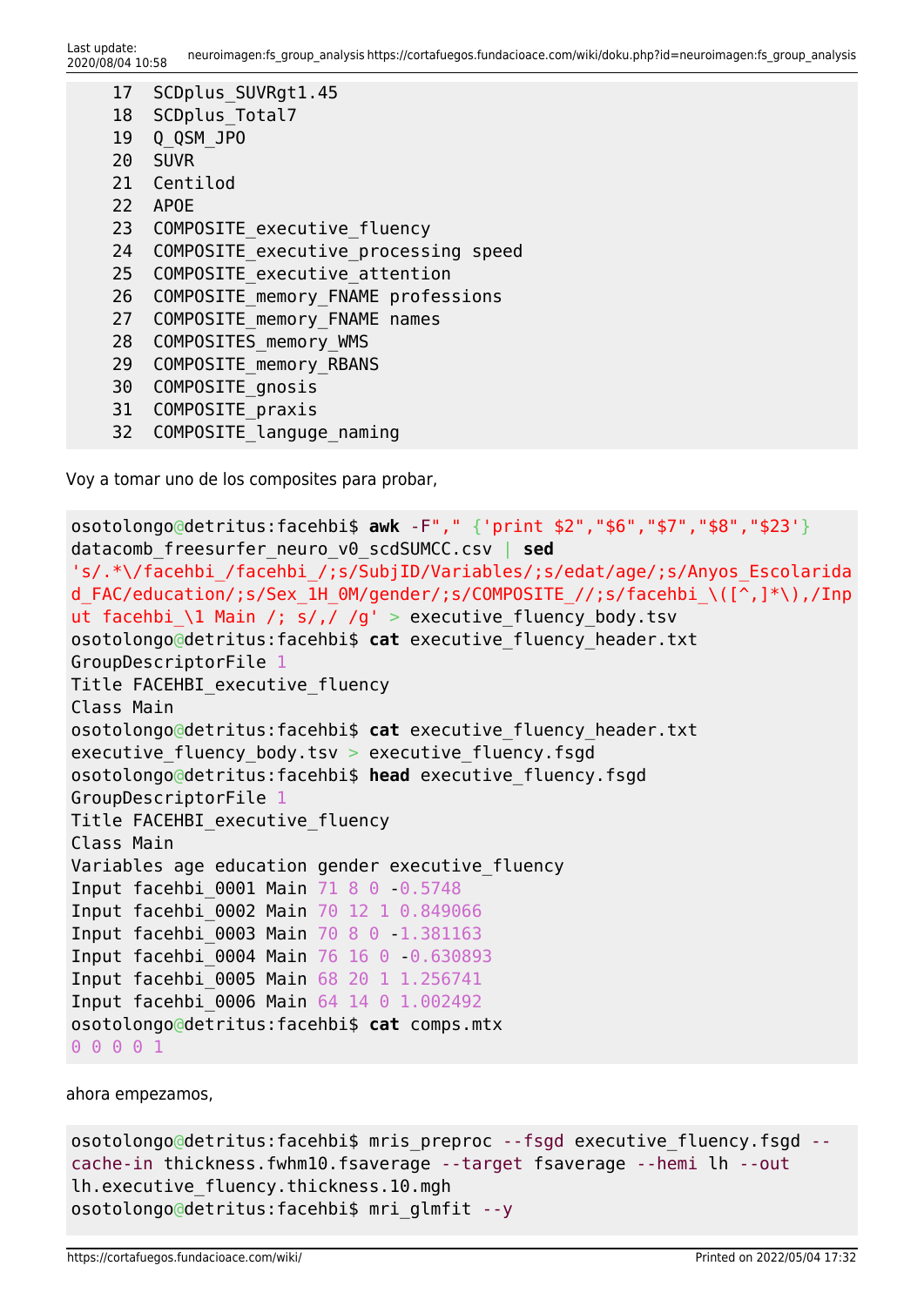```
    17  SCDplus_SUVRgt1.45
    18  SCDplus_Total7
    19  Q_QSM_JPO
    20  SUVR
    21  Centilod
    22  APOE
    23  COMPOSITE_executive_fluency
    24  COMPOSITE_executive_processing speed
    25  COMPOSITE_executive_attention
    26  COMPOSITE_memory_FNAME professions
    27  COMPOSITE_memory_FNAME names
    28  COMPOSITES_memory_WMS
    29  COMPOSITE_memory_RBANS
    30  COMPOSITE_gnosis
    31  COMPOSITE_praxis
    32  COMPOSITE_languge_naming
```

Voy a tomar uno de los composites para probar,

```
osotolongo@detritus:facehbi$ awk -F"," {'print $2","$6","$7","$8","$23'}
datacomb_freesurfer_neuro_v0_scdSUMCC.csv | sed
's/.*\/facehbi_/facehbi_/;s/SubjID/Variables/;s/edat/age/;s/Anyos_Escolaridad_FAC/education/;s/Sex_1H_0M/gender/;s/COMPOSITE_//;s/facehbi_\([^,]*\),/Input facehbi_\1 Main /; s/,/ /g' > executive_fluency_body.tsv
osotolongo@detritus:facehbi$ cat executive_fluency_header.txt
GroupDescriptorFile 1
Title FACEHBI_executive_fluency
Class Main
osotolongo@detritus:facehbi$ cat executive_fluency_header.txt
executive_fluency_body.tsv > executive_fluency.fsgd
osotolongo@detritus:facehbi$ head executive_fluency.fsgd
GroupDescriptorFile 1
Title FACEHBI_executive_fluency
Class Main
Variables age education gender executive_fluency
Input facehbi_0001 Main 71 8 0 -0.5748
Input facehbi_0002 Main 70 12 1 0.849066
Input facehbi_0003 Main 70 8 0 -1.381163
Input facehbi_0004 Main 76 16 0 -0.630893
Input facehbi_0005 Main 68 20 1 1.256741
Input facehbi_0006 Main 64 14 0 1.002492
osotolongo@detritus:facehbi$ cat comps.mtx
0 0 0 0 1
```

ahora empezamos,

```
osotolongo@detritus:facehbi$ mris_preproc --fsgd executive_fluency.fsgd --cache-in thickness.fwhm10.fsaverage --target fsaverage --hemi lh --out lh.executive_fluency.thickness.10.mgh
osotolongo@detritus:facehbi$ mri_glmfit --y
```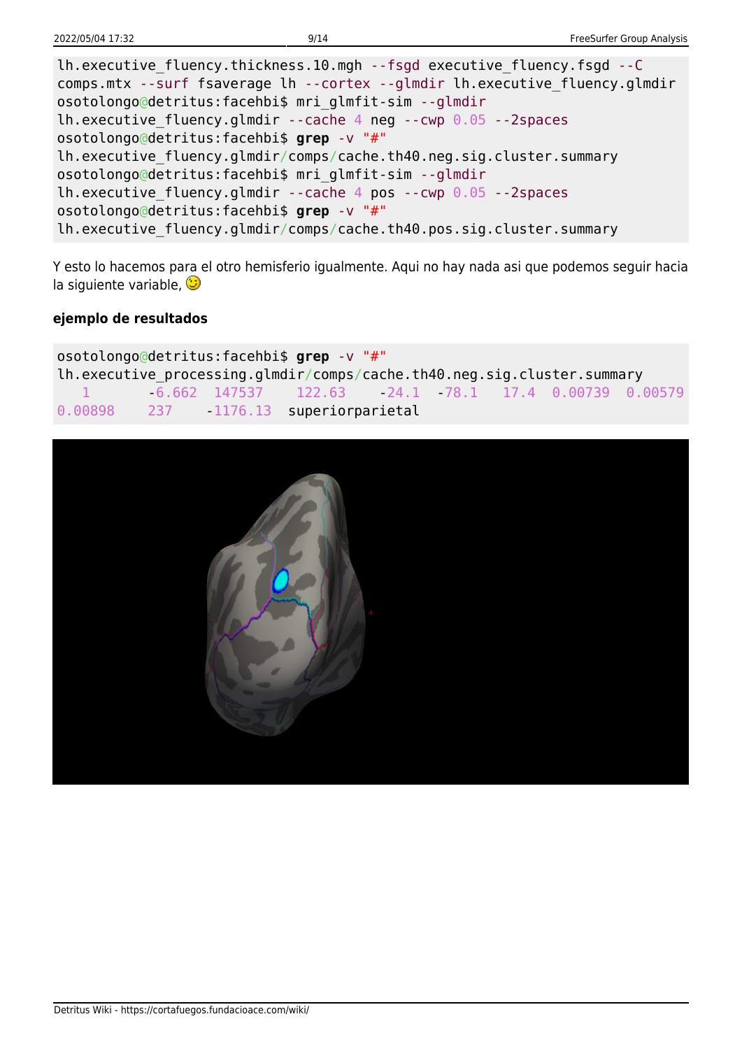```
lh.executive_fluency.thickness.10.mgh --fsgd executive_fluency.fsgd --C
comps.mtx --surf fsaverage lh --cortex --glmdir lh.executive_fluency.glmdir
osotolongo@detritus:facehbi$ mri_glmfit-sim --glmdir
lh.executive_fluency.glmdir --cache 4 neg --cwp 0.05 --2spaces
osotolongo@detritus:facehbi$ grep -v "#"
lh.executive_fluency.glmdir/comps/cache.th40.neg.sig.cluster.summary
osotolongo@detritus:facehbi$ mri_glmfit-sim --glmdir
lh.executive_fluency.glmdir --cache 4 pos --cwp 0.05 --2spaces
osotolongo@detritus:facehbi$ grep -v "#"
lh.executive_fluency.glmdir/comps/cache.th40.pos.sig.cluster.summary
```

Y esto lo hacemos para el otro hemisferio igualmente. Aqui no hay nada asi que podemos seguir hacia la siguiente variable, ;-)

#### ejemplo de resultados

```
osotolongo@detritus:facehbi$ grep -v "#"
lh.executive_processing.glmdir/comps/cache.th40.neg.sig.cluster.summary
   1       -6.662  147537     122.63     -24.1  -78.1    17.4  0.00739  0.00579
0.00898     237     -1176.13  superiorparietal
```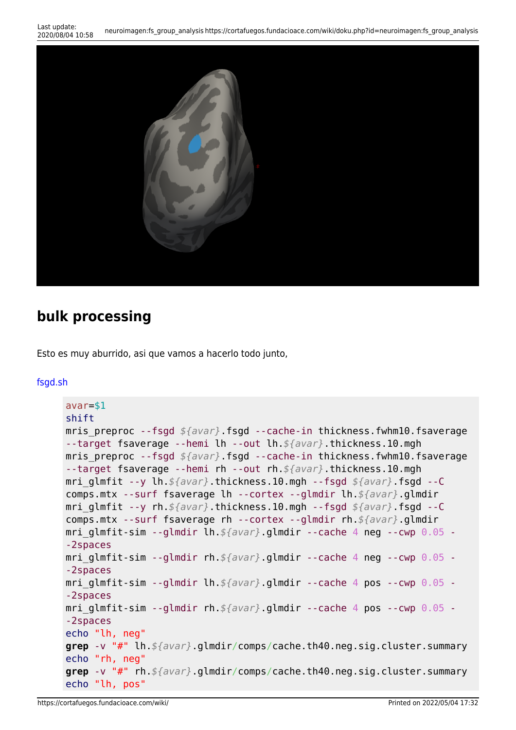## bulk processing

Esto es muy aburrido, asi que vamos a hacerlo todo junto,

fsgd.sh

```
avar=$1
shift
mris_preproc --fsgd ${avar}.fsgd --cache-in thickness.fwhm10.fsaverage --target fsaverage --hemi lh --out lh.${avar}.thickness.10.mgh
mris_preproc --fsgd ${avar}.fsgd --cache-in thickness.fwhm10.fsaverage --target fsaverage --hemi rh --out rh.${avar}.thickness.10.mgh
mri_glmfit --y lh.${avar}.thickness.10.mgh --fsgd ${avar}.fsgd --C comps.mtx --surf fsaverage lh --cortex --glmdir lh.${avar}.glmdir
mri_glmfit --y rh.${avar}.thickness.10.mgh --fsgd ${avar}.fsgd --C comps.mtx --surf fsaverage rh --cortex --glmdir rh.${avar}.glmdir
mri_glmfit-sim --glmdir lh.${avar}.glmdir --cache 4 neg --cwp 0.05 --2spaces
mri_glmfit-sim --glmdir rh.${avar}.glmdir --cache 4 neg --cwp 0.05 --2spaces
mri_glmfit-sim --glmdir lh.${avar}.glmdir --cache 4 pos --cwp 0.05 --2spaces
mri_glmfit-sim --glmdir rh.${avar}.glmdir --cache 4 pos --cwp 0.05 --2spaces
echo "lh, neg"
grep -v "#" lh.${avar}.glmdir/comps/cache.th40.neg.sig.cluster.summary
echo "rh, neg"
grep -v "#" rh.${avar}.glmdir/comps/cache.th40.neg.sig.cluster.summary
echo "lh, pos"
```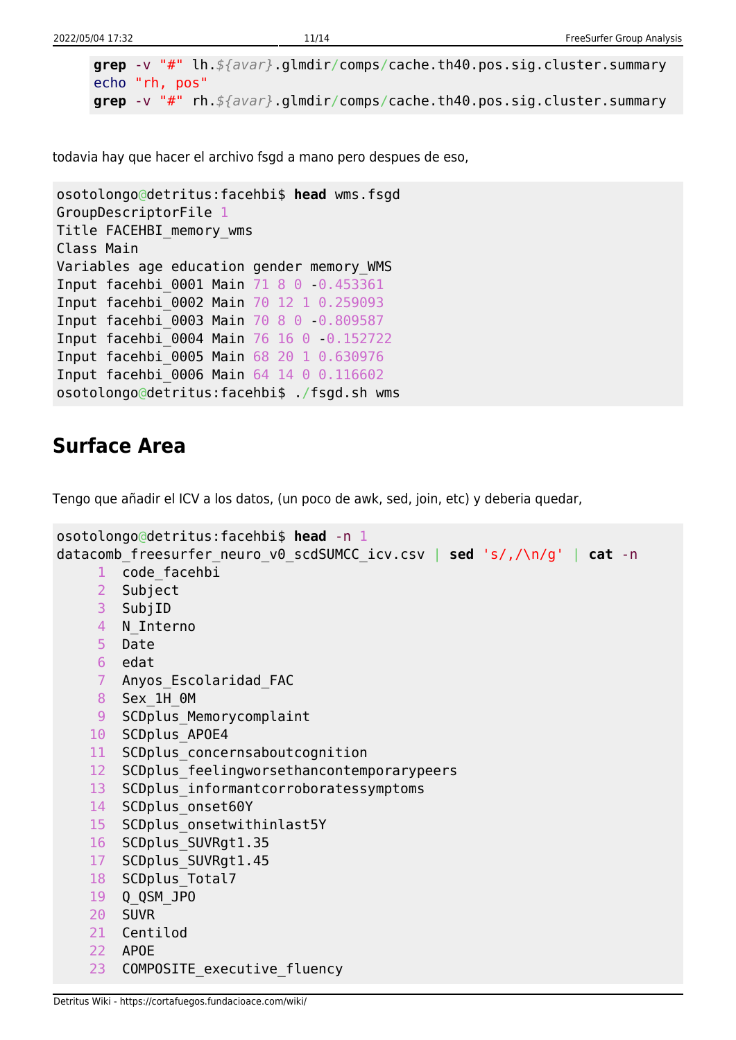```
grep -v "#" lh.${avar}.glmdir/comps/cache.th40.pos.sig.cluster.summary
echo "rh, pos"
grep -v "#" rh.${avar}.glmdir/comps/cache.th40.pos.sig.cluster.summary
```

todavia hay que hacer el archivo fsgd a mano pero despues de eso,

```
osotolongo@detritus:facehbi$ head wms.fsgd
GroupDescriptorFile 1
Title FACEHBI_memory_wms
Class Main
Variables age education gender memory_WMS
Input facehbi_0001 Main 71 8 0 -0.453361
Input facehbi_0002 Main 70 12 1 0.259093
Input facehbi_0003 Main 70 8 0 -0.809587
Input facehbi_0004 Main 76 16 0 -0.152722
Input facehbi_0005 Main 68 20 1 0.630976
Input facehbi_0006 Main 64 14 0 0.116602
osotolongo@detritus:facehbi$ ./fsgd.sh wms
```

## Surface Area

Tengo que añadir el ICV a los datos, (un poco de awk, sed, join, etc) y deberia quedar,

```
osotolongo@detritus:facehbi$ head -n 1
datacomb_freesurfer_neuro_v0_scdSUMCC_icv.csv | sed 's/,/\n/g' | cat -n
     1  code_facehbi
     2  Subject
     3  SubjID
     4  N_Interno
     5  Date
     6  edat
     7  Anyos_Escolaridad_FAC
     8  Sex_1H_0M
     9  SCDplus_Memorycomplaint
    10  SCDplus_APOE4
    11  SCDplus_concernsaboutcognition
    12  SCDplus_feelingworsethancontemporarypeers
    13  SCDplus_informantcorroboratessymptoms
    14  SCDplus_onset60Y
    15  SCDplus_onsetwithinlast5Y
    16  SCDplus_SUVRgt1.35
    17  SCDplus_SUVRgt1.45
    18  SCDplus_Total7
    19  Q_QSM_JPO
    20  SUVR
    21  Centilod
    22  APOE
    23  COMPOSITE_executive_fluency
```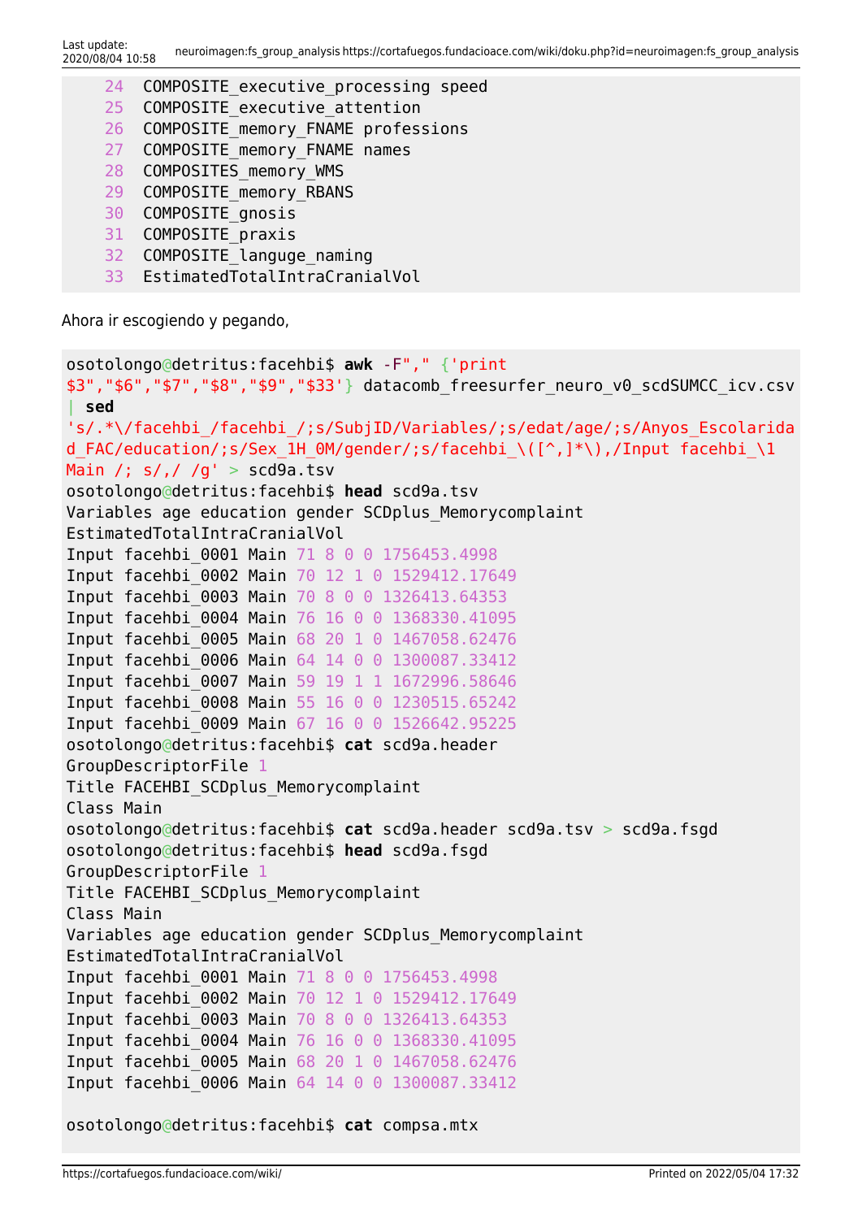```
24 COMPOSITE_executive_processing speed
25 COMPOSITE_executive_attention
26 COMPOSITE_memory_FNAME professions
27 COMPOSITE_memory_FNAME names
28 COMPOSITES_memory_WMS
29 COMPOSITE_memory_RBANS
30 COMPOSITE_gnosis
31 COMPOSITE_praxis
32 COMPOSITE_languge_naming
33 EstimatedTotalIntraCranialVol
```

Ahora ir escogiendo y pegando,

```
osotolongo@detritus:facehbi$ awk -F"," '{print $3","$6","$7","$8","$9","$33}' datacomb_freesurfer_neuro_v0_scdSUMCC_icv.csv | sed 's/.*\/facehbi_/facehbi_/;s/SubjID/Variables/;s/edat/age/;s/Anyos_Escolaridad_FAC/education/;s/Sex_1H_0M/gender/;s/facehbi_\([^,]*\),/Input facehbi_\1 Main /; s/,/ /g' > scd9a.tsv
osotolongo@detritus:facehbi$ head scd9a.tsv
Variables age education gender SCDplus_Memorycomplaint EstimatedTotalIntraCranialVol
Input facehbi_0001 Main 71 8 0 0 1756453.4998
Input facehbi_0002 Main 70 12 1 0 1529412.17649
Input facehbi_0003 Main 70 8 0 0 1326413.64353
Input facehbi_0004 Main 76 16 0 0 1368330.41095
Input facehbi_0005 Main 68 20 1 0 1467058.62476
Input facehbi_0006 Main 64 14 0 0 1300087.33412
Input facehbi_0007 Main 59 19 1 1 1672996.58646
Input facehbi_0008 Main 55 16 0 0 1230515.65242
Input facehbi_0009 Main 67 16 0 0 1526642.95225
osotolongo@detritus:facehbi$ cat scd9a.header
GroupDescriptorFile 1
Title FACEHBI_SCDplus_Memorycomplaint
Class Main
osotolongo@detritus:facehbi$ cat scd9a.header scd9a.tsv > scd9a.fsgd
osotolongo@detritus:facehbi$ head scd9a.fsgd
GroupDescriptorFile 1
Title FACEHBI_SCDplus_Memorycomplaint
Class Main
Variables age education gender SCDplus_Memorycomplaint EstimatedTotalIntraCranialVol
Input facehbi_0001 Main 71 8 0 0 1756453.4998
Input facehbi_0002 Main 70 12 1 0 1529412.17649
Input facehbi_0003 Main 70 8 0 0 1326413.64353
Input facehbi_0004 Main 76 16 0 0 1368330.41095
Input facehbi_0005 Main 68 20 1 0 1467058.62476
Input facehbi_0006 Main 64 14 0 0 1300087.33412

osotolongo@detritus:facehbi$ cat compsa.mtx
```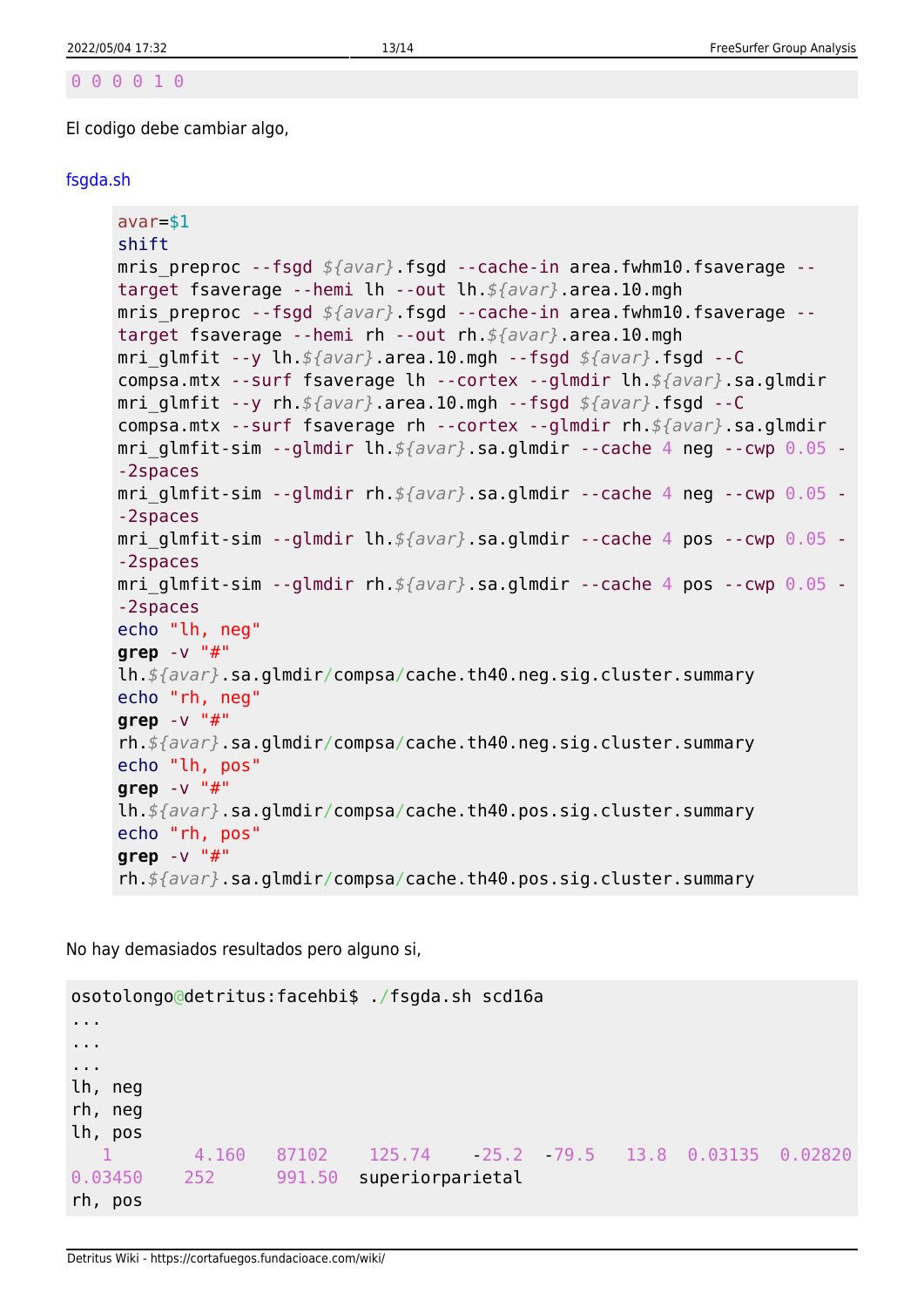```
0 0 0 0 1 0
```

El codigo debe cambiar algo,

fsgda.sh

```
avar=$1
shift
mris_preproc --fsgd ${avar}.fsgd --cache-in area.fwhm10.fsaverage --target fsaverage --hemi lh --out lh.${avar}.area.10.mgh
mris_preproc --fsgd ${avar}.fsgd --cache-in area.fwhm10.fsaverage --target fsaverage --hemi rh --out rh.${avar}.area.10.mgh
mri_glmfit --y lh.${avar}.area.10.mgh --fsgd ${avar}.fsgd --C compsa.mtx --surf fsaverage lh --cortex --glmdir lh.${avar}.sa.glmdir
mri_glmfit --y rh.${avar}.area.10.mgh --fsgd ${avar}.fsgd --C compsa.mtx --surf fsaverage rh --cortex --glmdir rh.${avar}.sa.glmdir
mri_glmfit-sim --glmdir lh.${avar}.sa.glmdir --cache 4 neg --cwp 0.05 --2spaces
mri_glmfit-sim --glmdir rh.${avar}.sa.glmdir --cache 4 neg --cwp 0.05 --2spaces
mri_glmfit-sim --glmdir lh.${avar}.sa.glmdir --cache 4 pos --cwp 0.05 --2spaces
mri_glmfit-sim --glmdir rh.${avar}.sa.glmdir --cache 4 pos --cwp 0.05 --2spaces
echo "lh, neg"
grep -v "#" lh.${avar}.sa.glmdir/compsa/cache.th40.neg.sig.cluster.summary
echo "rh, neg"
grep -v "#" rh.${avar}.sa.glmdir/compsa/cache.th40.neg.sig.cluster.summary
echo "lh, pos"
grep -v "#" lh.${avar}.sa.glmdir/compsa/cache.th40.pos.sig.cluster.summary
echo "rh, pos"
grep -v "#" rh.${avar}.sa.glmdir/compsa/cache.th40.pos.sig.cluster.summary
```

No hay demasiados resultados pero alguno si,

```
osotolongo@detritus:facehbi$ ./fsgda.sh scd16a
...
...
...
lh, neg
rh, neg
lh, pos
   1        4.160   87102    125.74    -25.2  -79.5   13.8  0.03135  0.02820  0.03450    252      991.50  superiorparietal
rh, pos
```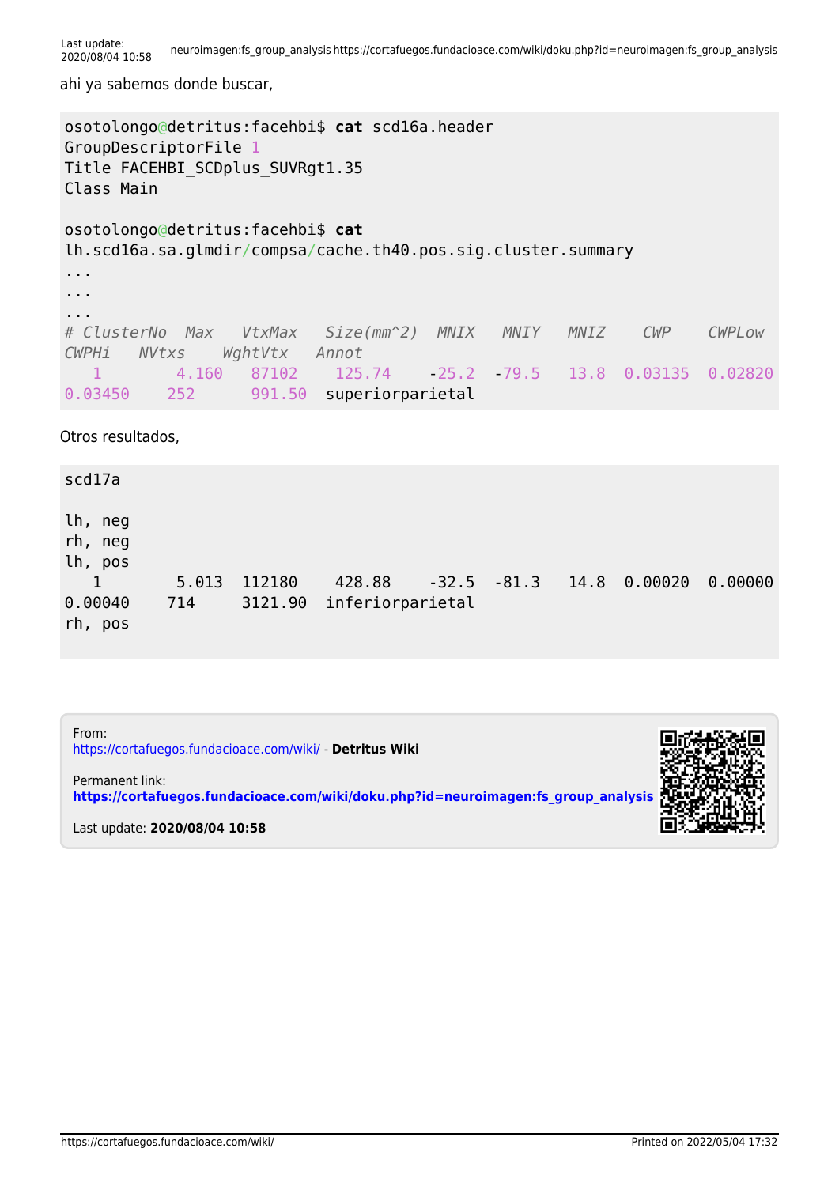ahi ya sabemos donde buscar,

```
osotolongo@detritus:facehbi$ cat scd16a.header
GroupDescriptorFile 1
Title FACEHBI_SCDplus_SUVRgt1.35
Class Main

osotolongo@detritus:facehbi$ cat
lh.scd16a.sa.glmdir/compsa/cache.th40.pos.sig.cluster.summary
...
...
...
# ClusterNo  Max   VtxMax   Size(mm^2)  MNIX   MNIY   MNIZ    CWP    CWPLow
CWPHi   NVtxs    WghtVtx   Annot
   1      4.160   87102    125.74    -25.2  -79.5   13.8  0.03135  0.02820
0.03450    252     991.50  superiorparietal
```

Otros resultados,

```
scd17a

lh, neg
rh, neg
lh, pos
   1      5.013  112180    428.88    -32.5  -81.3   14.8  0.00020  0.00000
0.00040    714     3121.90  inferiorparietal
rh, pos
```

From:
https://cortafuegos.fundacioace.com/wiki/ - **Detritus Wiki**

Permanent link:
**https://cortafuegos.fundacioace.com/wiki/doku.php?id=neuroimagen:fs_group_analysis**

Last update: **2020/08/04 10:58**